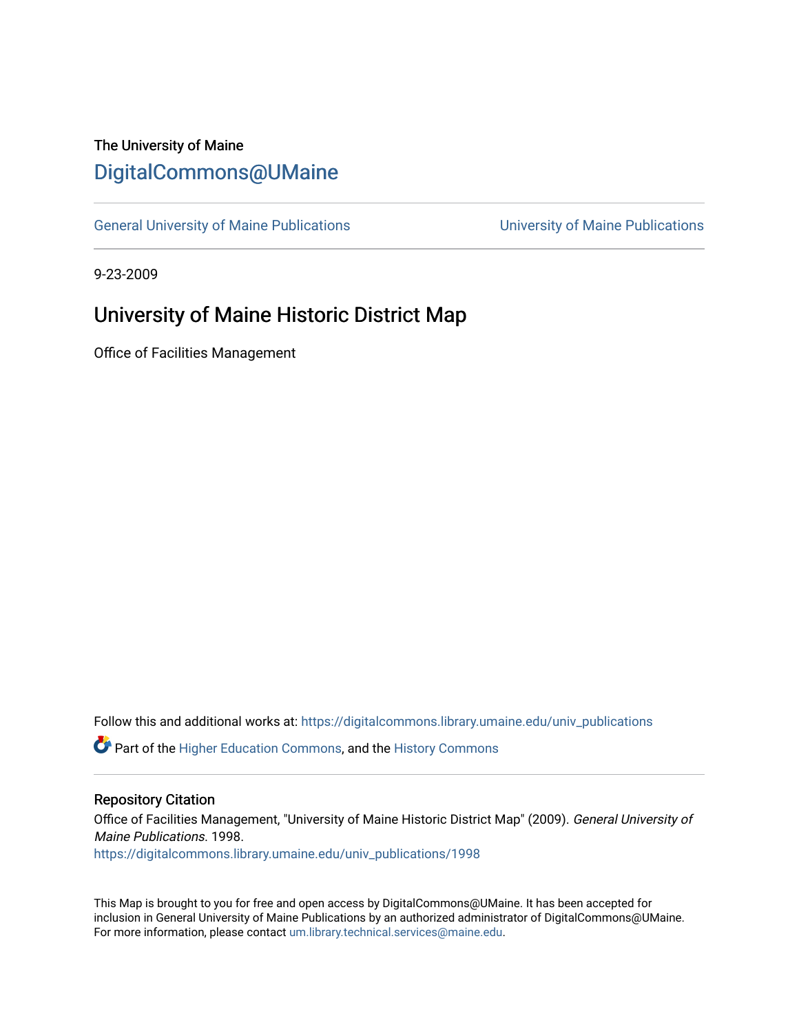The University of Maine

# DigitalCommons@UMaine

General University of Maine Publications | University of Maine Publications

9-23-2009

## University of Maine Historic District Map

Office of Facilities Management

Follow this and additional works at: https://digitalcommons.library.umaine.edu/univ_publications

Part of the Higher Education Commons, and the History Commons

### Repository Citation

Office of Facilities Management, "University of Maine Historic District Map" (2009). *General University of Maine Publications*. 1998.
https://digitalcommons.library.umaine.edu/univ_publications/1998

This Map is brought to you for free and open access by DigitalCommons@UMaine. It has been accepted for inclusion in General University of Maine Publications by an authorized administrator of DigitalCommons@UMaine. For more information, please contact um.library.technical.services@maine.edu.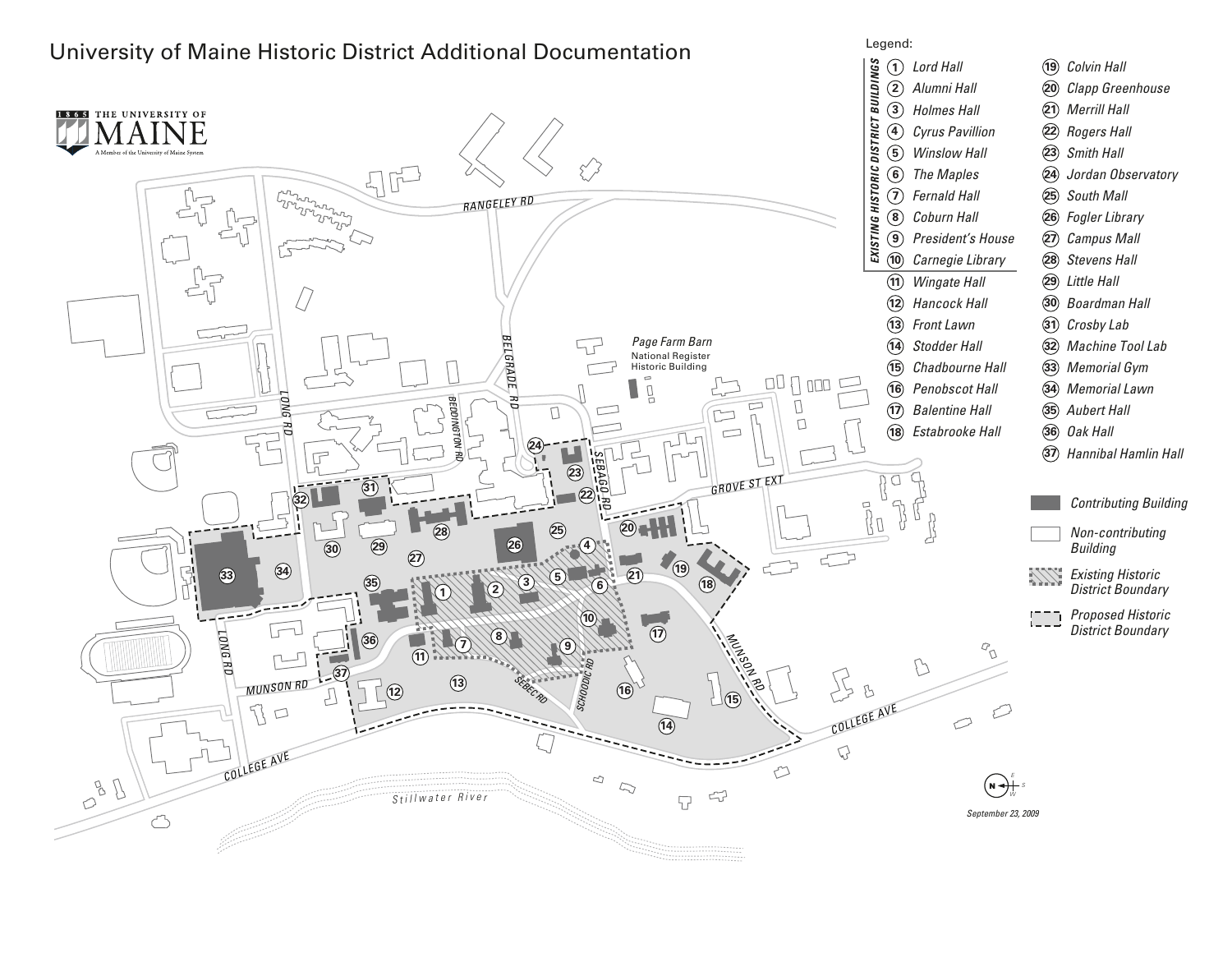# University of Maine Historic District Additional Documentation

1865 THE UNIVERSITY OF MAINE
A Member of the University of Maine System

Legend:

*EXISTING HISTORIC DISTRICT BUILDINGS*

1. *Lord Hall*
2. *Alumni Hall*
3. *Holmes Hall*
4. *Cyrus Pavillion*
5. *Winslow Hall*
6. *The Maples*
7. *Fernald Hall*
8. *Coburn Hall*
9. *President's House*
10. *Carnegie Library*
11. *Wingate Hall*
12. *Hancock Hall*
13. *Front Lawn*
14. *Stodder Hall*
15. *Chadbourne Hall*
16. *Penobscot Hall*
17. *Balentine Hall*
18. *Estabrooke Hall*
19. *Colvin Hall*
20. *Clapp Greenhouse*
21. *Merrill Hall*
22. *Rogers Hall*
23. *Smith Hall*
24. *Jordan Observatory*
25. *South Mall*
26. *Fogler Library*
27. *Campus Mall*
28. *Stevens Hall*
29. *Little Hall*
30. *Boardman Hall*
31. *Crosby Lab*
32. *Machine Tool Lab*
33. *Memorial Gym*
34. *Memorial Lawn*
35. *Aubert Hall*
36. *Oak Hall*
37. *Hannibal Hamlin Hall*

*Contributing Building*

*Non-contributing Building*

*Existing Historic District Boundary*

*Proposed Historic District Boundary*

Page Farm Barn
National Register Historic Building

RANGELEY RD
BELGRADE RD
LONG RD
BEDDINGTON RD
SEBAGO RD
GROVE ST EXT
MUNSON RD
SEBEC RD
SCHOODIC RD
COLLEGE AVE
Stillwater River

N E S W

*September 23, 2009*